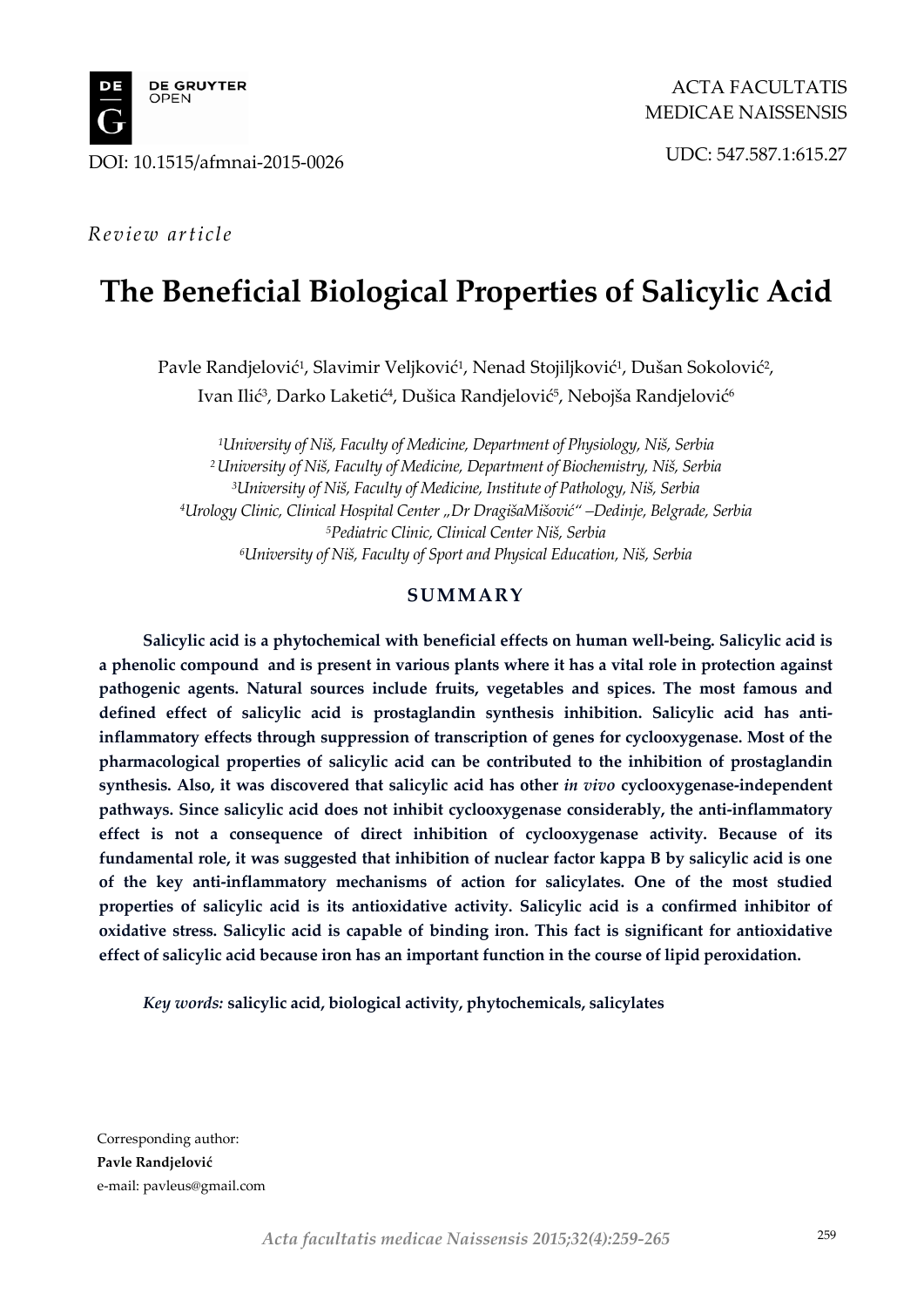DE GRUYTER OPEN

ACTA FACULTATIS MEDICAE NAISSENSIS

DOI: 10.1515/afmnai-2015-0026

UDC: 547.587.1:615.27

*Review article*

# The Beneficial Biological Properties of Salicylic Acid

Pavle Randjelović[1], Slavimir Veljković[1], Nenad Stojiljković[1], Dušan Sokolović[2], Ivan Ilić[3], Darko Laketić[4], Dušica Randjelović[5], Nebojša Randjelović[6]

*[1]University of Niš, Faculty of Medicine, Department of Physiology, Niš, Serbia*
*[2]University of Niš, Faculty of Medicine, Department of Biochemistry, Niš, Serbia*
*[3]University of Niš, Faculty of Medicine, Institute of Pathology, Niš, Serbia*
*[4]Urology Clinic, Clinical Hospital Center „Dr DragišaMišović" –Dedinje, Belgrade, Serbia*
*[5]Pediatric Clinic, Clinical Center Niš, Serbia*
*[6]University of Niš, Faculty of Sport and Physical Education, Niš, Serbia*

## SUMMARY

**Salicylic acid is a phytochemical with beneficial effects on human well-being. Salicylic acid is a phenolic compound and is present in various plants where it has a vital role in protection against pathogenic agents. Natural sources include fruits, vegetables and spices. The most famous and defined effect of salicylic acid is prostaglandin synthesis inhibition. Salicylic acid has anti-inflammatory effects through suppression of transcription of genes for cyclooxygenase. Most of the pharmacological properties of salicylic acid can be contributed to the inhibition of prostaglandin synthesis. Also, it was discovered that salicylic acid has other *in vivo* cyclooxygenase-independent pathways. Since salicylic acid does not inhibit cyclooxygenase considerably, the anti-inflammatory effect is not a consequence of direct inhibition of cyclooxygenase activity. Because of its fundamental role, it was suggested that inhibition of nuclear factor kappa B by salicylic acid is one of the key anti-inflammatory mechanisms of action for salicylates. One of the most studied properties of salicylic acid is its antioxidative activity. Salicylic acid is a confirmed inhibitor of oxidative stress. Salicylic acid is capable of binding iron. This fact is significant for antioxidative effect of salicylic acid because iron has an important function in the course of lipid peroxidation.**

*Key words:* **salicylic acid, biological activity, phytochemicals, salicylates**

Corresponding author:
**Pavle Randjelović**
e-mail: pavleus@gmail.com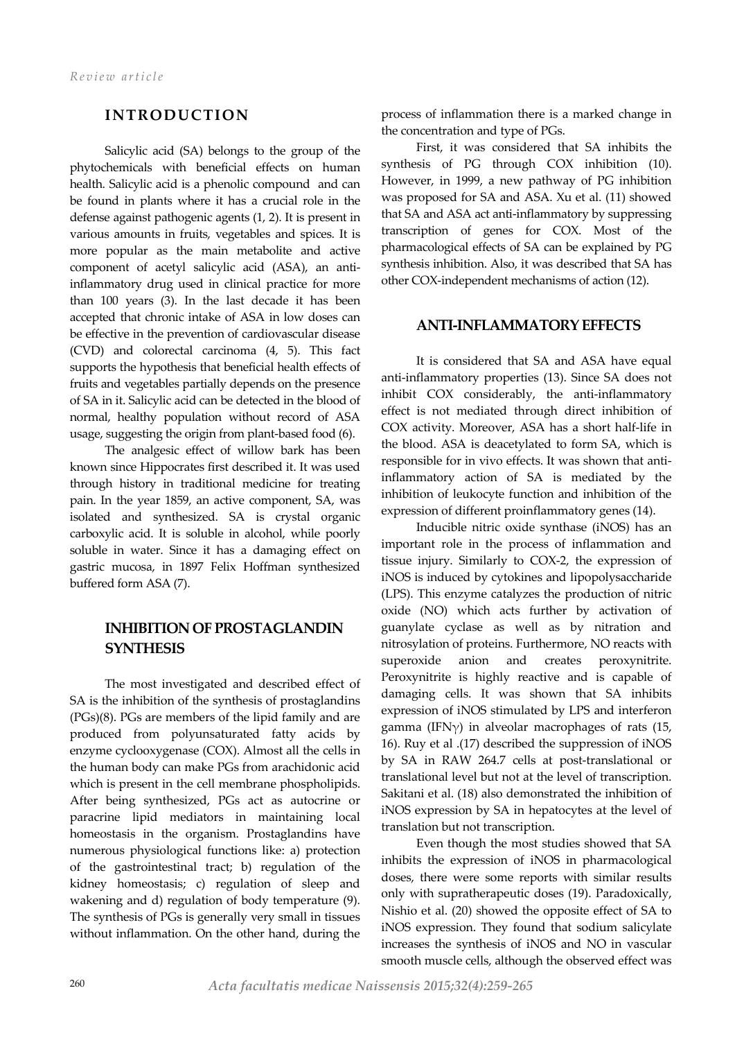*Review article*

## INTRODUCTION

Salicylic acid (SA) belongs to the group of the phytochemicals with beneficial effects on human health. Salicylic acid is a phenolic compound and can be found in plants where it has a crucial role in the defense against pathogenic agents (1, 2). It is present in various amounts in fruits, vegetables and spices. It is more popular as the main metabolite and active component of acetyl salicylic acid (ASA), an anti-inflammatory drug used in clinical practice for more than 100 years (3). In the last decade it has been accepted that chronic intake of ASA in low doses can be effective in the prevention of cardiovascular disease (CVD) and colorectal carcinoma (4, 5). This fact supports the hypothesis that beneficial health effects of fruits and vegetables partially depends on the presence of SA in it. Salicylic acid can be detected in the blood of normal, healthy population without record of ASA usage, suggesting the origin from plant-based food (6).

The analgesic effect of willow bark has been known since Hippocrates first described it. It was used through history in traditional medicine for treating pain. In the year 1859, an active component, SA, was isolated and synthesized. SA is crystal organic carboxylic acid. It is soluble in alcohol, while poorly soluble in water. Since it has a damaging effect on gastric mucosa, in 1897 Felix Hoffman synthesized buffered form ASA (7).

## INHIBITION OF PROSTAGLANDIN SYNTHESIS

The most investigated and described effect of SA is the inhibition of the synthesis of prostaglandins (PGs)(8). PGs are members of the lipid family and are produced from polyunsaturated fatty acids by enzyme cyclooxygenase (COX). Almost all the cells in the human body can make PGs from arachidonic acid which is present in the cell membrane phospholipids. After being synthesized, PGs act as autocrine or paracrine lipid mediators in maintaining local homeostasis in the organism. Prostaglandins have numerous physiological functions like: a) protection of the gastrointestinal tract; b) regulation of the kidney homeostasis; c) regulation of sleep and wakening and d) regulation of body temperature (9). The synthesis of PGs is generally very small in tissues without inflammation. On the other hand, during the process of inflammation there is a marked change in the concentration and type of PGs.

First, it was considered that SA inhibits the synthesis of PG through COX inhibition (10). However, in 1999, a new pathway of PG inhibition was proposed for SA and ASA. Xu et al. (11) showed that SA and ASA act anti-inflammatory by suppressing transcription of genes for COX. Most of the pharmacological effects of SA can be explained by PG synthesis inhibition. Also, it was described that SA has other COX-independent mechanisms of action (12).

## ANTI-INFLAMMATORY EFFECTS

It is considered that SA and ASA have equal anti-inflammatory properties (13). Since SA does not inhibit COX considerably, the anti-inflammatory effect is not mediated through direct inhibition of COX activity. Moreover, ASA has a short half-life in the blood. ASA is deacetylated to form SA, which is responsible for in vivo effects. It was shown that anti-inflammatory action of SA is mediated by the inhibition of leukocyte function and inhibition of the expression of different proinflammatory genes (14).

Inducible nitric oxide synthase (iNOS) has an important role in the process of inflammation and tissue injury. Similarly to COX-2, the expression of iNOS is induced by cytokines and lipopolysaccharide (LPS). This enzyme catalyzes the production of nitric oxide (NO) which acts further by activation of guanylate cyclase as well as by nitration and nitrosylation of proteins. Furthermore, NO reacts with superoxide anion and creates peroxynitrite. Peroxynitrite is highly reactive and is capable of damaging cells. It was shown that SA inhibits expression of iNOS stimulated by LPS and interferon gamma (IFNγ) in alveolar macrophages of rats (15, 16). Ruy et al .(17) described the suppression of iNOS by SA in RAW 264.7 cells at post-translational or translational level but not at the level of transcription. Sakitani et al. (18) also demonstrated the inhibition of iNOS expression by SA in hepatocytes at the level of translation but not transcription.

Even though the most studies showed that SA inhibits the expression of iNOS in pharmacological doses, there were some reports with similar results only with supratherapeutic doses (19). Paradoxically, Nishio et al. (20) showed the opposite effect of SA to iNOS expression. They found that sodium salicylate increases the synthesis of iNOS and NO in vascular smooth muscle cells, although the observed effect was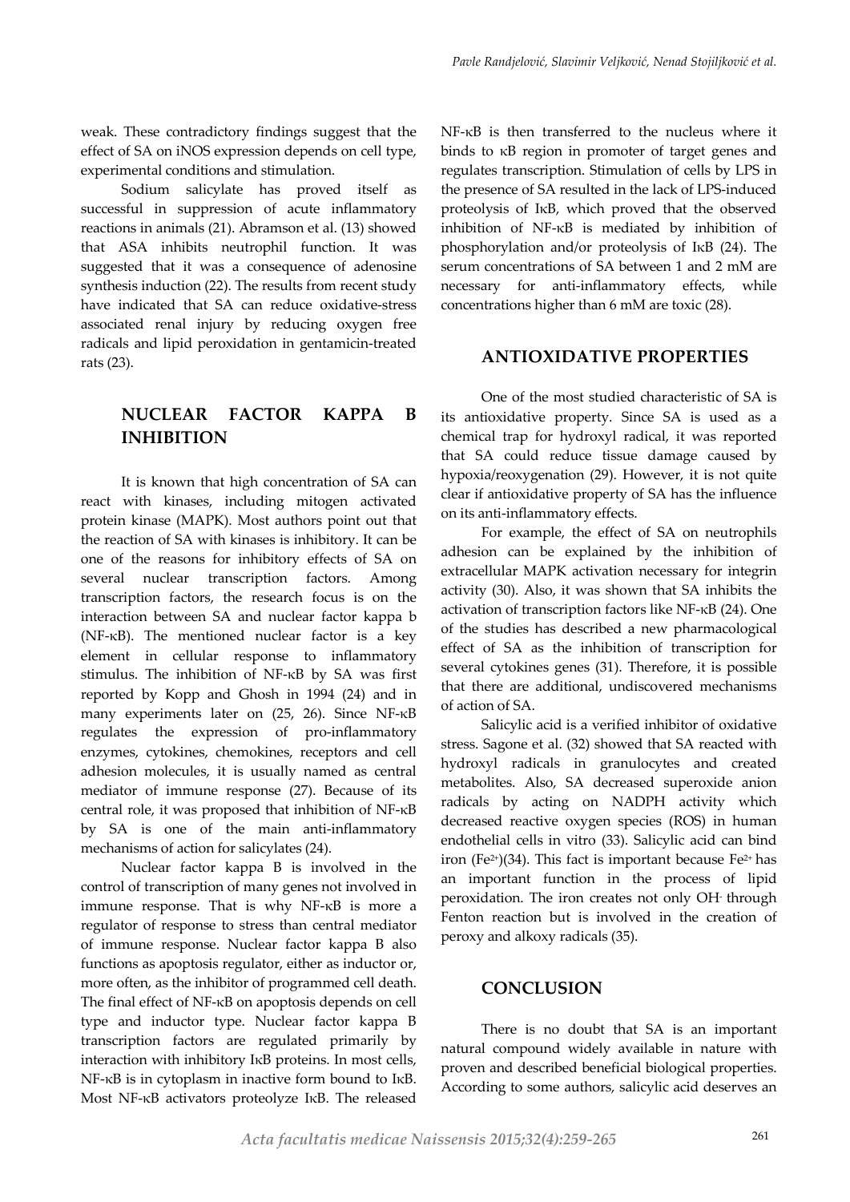weak. These contradictory findings suggest that the effect of SA on iNOS expression depends on cell type, experimental conditions and stimulation.

Sodium salicylate has proved itself as successful in suppression of acute inflammatory reactions in animals (21). Abramson et al. (13) showed that ASA inhibits neutrophil function. It was suggested that it was a consequence of adenosine synthesis induction (22). The results from recent study have indicated that SA can reduce oxidative-stress associated renal injury by reducing oxygen free radicals and lipid peroxidation in gentamicin-treated rats (23).

## NUCLEAR FACTOR KAPPA B INHIBITION

It is known that high concentration of SA can react with kinases, including mitogen activated protein kinase (MAPK). Most authors point out that the reaction of SA with kinases is inhibitory. It can be one of the reasons for inhibitory effects of SA on several nuclear transcription factors. Among transcription factors, the research focus is on the interaction between SA and nuclear factor kappa b (NF-κB). The mentioned nuclear factor is a key element in cellular response to inflammatory stimulus. The inhibition of NF-κB by SA was first reported by Kopp and Ghosh in 1994 (24) and in many experiments later on (25, 26). Since NF-κB regulates the expression of pro-inflammatory enzymes, cytokines, chemokines, receptors and cell adhesion molecules, it is usually named as central mediator of immune response (27). Because of its central role, it was proposed that inhibition of NF-κB by SA is one of the main anti-inflammatory mechanisms of action for salicylates (24).

Nuclear factor kappa B is involved in the control of transcription of many genes not involved in immune response. That is why NF-κB is more a regulator of response to stress than central mediator of immune response. Nuclear factor kappa B also functions as apoptosis regulator, either as inductor or, more often, as the inhibitor of programmed cell death. The final effect of NF-κB on apoptosis depends on cell type and inductor type. Nuclear factor kappa B transcription factors are regulated primarily by interaction with inhibitory IκB proteins. In most cells, NF-κB is in cytoplasm in inactive form bound to IκB. Most NF-κB activators proteolyze IκB. The released NF-κB is then transferred to the nucleus where it binds to κB region in promoter of target genes and regulates transcription. Stimulation of cells by LPS in the presence of SA resulted in the lack of LPS-induced proteolysis of IκB, which proved that the observed inhibition of NF-κB is mediated by inhibition of phosphorylation and/or proteolysis of IκB (24). The serum concentrations of SA between 1 and 2 mM are necessary for anti-inflammatory effects, while concentrations higher than 6 mM are toxic (28).

## ANTIOXIDATIVE PROPERTIES

One of the most studied characteristic of SA is its antioxidative property. Since SA is used as a chemical trap for hydroxyl radical, it was reported that SA could reduce tissue damage caused by hypoxia/reoxygenation (29). However, it is not quite clear if antioxidative property of SA has the influence on its anti-inflammatory effects.

For example, the effect of SA on neutrophils adhesion can be explained by the inhibition of extracellular MAPK activation necessary for integrin activity (30). Also, it was shown that SA inhibits the activation of transcription factors like NF-κB (24). One of the studies has described a new pharmacological effect of SA as the inhibition of transcription for several cytokines genes (31). Therefore, it is possible that there are additional, undiscovered mechanisms of action of SA.

Salicylic acid is a verified inhibitor of oxidative stress. Sagone et al. (32) showed that SA reacted with hydroxyl radicals in granulocytes and created metabolites. Also, SA decreased superoxide anion radicals by acting on NADPH activity which decreased reactive oxygen species (ROS) in human endothelial cells in vitro (33). Salicylic acid can bind iron ($Fe^{2+}$)(34). This fact is important because $Fe^{2+}$ has an important function in the process of lipid peroxidation. The iron creates not only $OH^{-}$ through Fenton reaction but is involved in the creation of peroxy and alkoxy radicals (35).

## CONCLUSION

There is no doubt that SA is an important natural compound widely available in nature with proven and described beneficial biological properties. According to some authors, salicylic acid deserves an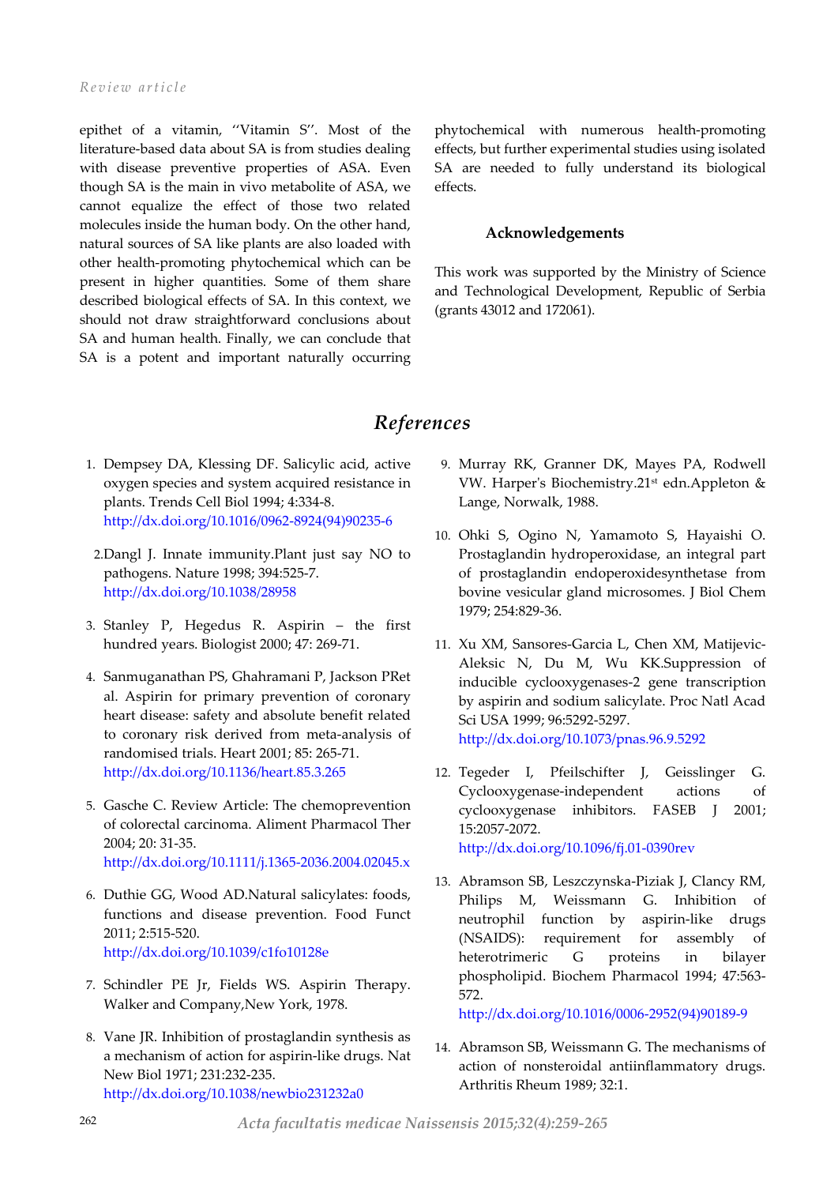epithet of a vitamin, ''Vitamin S''. Most of the literature-based data about SA is from studies dealing with disease preventive properties of ASA. Even though SA is the main in vivo metabolite of ASA, we cannot equalize the effect of those two related molecules inside the human body. On the other hand, natural sources of SA like plants are also loaded with other health-promoting phytochemical which can be present in higher quantities. Some of them share described biological effects of SA. In this context, we should not draw straightforward conclusions about SA and human health. Finally, we can conclude that SA is a potent and important naturally occurring phytochemical with numerous health-promoting effects, but further experimental studies using isolated SA are needed to fully understand its biological effects.

### Acknowledgements

This work was supported by the Ministry of Science and Technological Development, Republic of Serbia (grants 43012 and 172061).

## References

1. Dempsey DA, Klessing DF. Salicylic acid, active oxygen species and system acquired resistance in plants. Trends Cell Biol 1994; 4:334-8. http://dx.doi.org/10.1016/0962-8924(94)90235-6
2. Dangl J. Innate immunity.Plant just say NO to pathogens. Nature 1998; 394:525-7. http://dx.doi.org/10.1038/28958
3. Stanley P, Hegedus R. Aspirin – the first hundred years. Biologist 2000; 47: 269-71.
4. Sanmuganathan PS, Ghahramani P, Jackson PRet al. Aspirin for primary prevention of coronary heart disease: safety and absolute benefit related to coronary risk derived from meta-analysis of randomised trials. Heart 2001; 85: 265-71. http://dx.doi.org/10.1136/heart.85.3.265
5. Gasche C. Review Article: The chemoprevention of colorectal carcinoma. Aliment Pharmacol Ther 2004; 20: 31-35. http://dx.doi.org/10.1111/j.1365-2036.2004.02045.x
6. Duthie GG, Wood AD.Natural salicylates: foods, functions and disease prevention. Food Funct 2011; 2:515-520. http://dx.doi.org/10.1039/c1fo10128e
7. Schindler PE Jr, Fields WS. Aspirin Therapy. Walker and Company,New York, 1978.
8. Vane JR. Inhibition of prostaglandin synthesis as a mechanism of action for aspirin-like drugs. Nat New Biol 1971; 231:232-235. http://dx.doi.org/10.1038/newbio231232a0
9. Murray RK, Granner DK, Mayes PA, Rodwell VW. Harper's Biochemistry.21st edn.Appleton & Lange, Norwalk, 1988.
10. Ohki S, Ogino N, Yamamoto S, Hayaishi O. Prostaglandin hydroperoxidase, an integral part of prostaglandin endoperoxidesynthetase from bovine vesicular gland microsomes. J Biol Chem 1979; 254:829-36.
11. Xu XM, Sansores-Garcia L, Chen XM, Matijevic-Aleksic N, Du M, Wu KK.Suppression of inducible cyclooxygenases-2 gene transcription by aspirin and sodium salicylate. Proc Natl Acad Sci USA 1999; 96:5292-5297. http://dx.doi.org/10.1073/pnas.96.9.5292
12. Tegeder I, Pfeilschifter J, Geisslinger G. Cyclooxygenase-independent actions of cyclooxygenase inhibitors. FASEB J 2001; 15:2057-2072. http://dx.doi.org/10.1096/fj.01-0390rev
13. Abramson SB, Leszczynska-Piziak J, Clancy RM, Philips M, Weissmann G. Inhibition of neutrophil function by aspirin-like drugs (NSAIDS): requirement for assembly of heterotrimeric G proteins in bilayer phospholipid. Biochem Pharmacol 1994; 47:563-572. http://dx.doi.org/10.1016/0006-2952(94)90189-9
14. Abramson SB, Weissmann G. The mechanisms of action of nonsteroidal antiinflammatory drugs. Arthritis Rheum 1989; 32:1.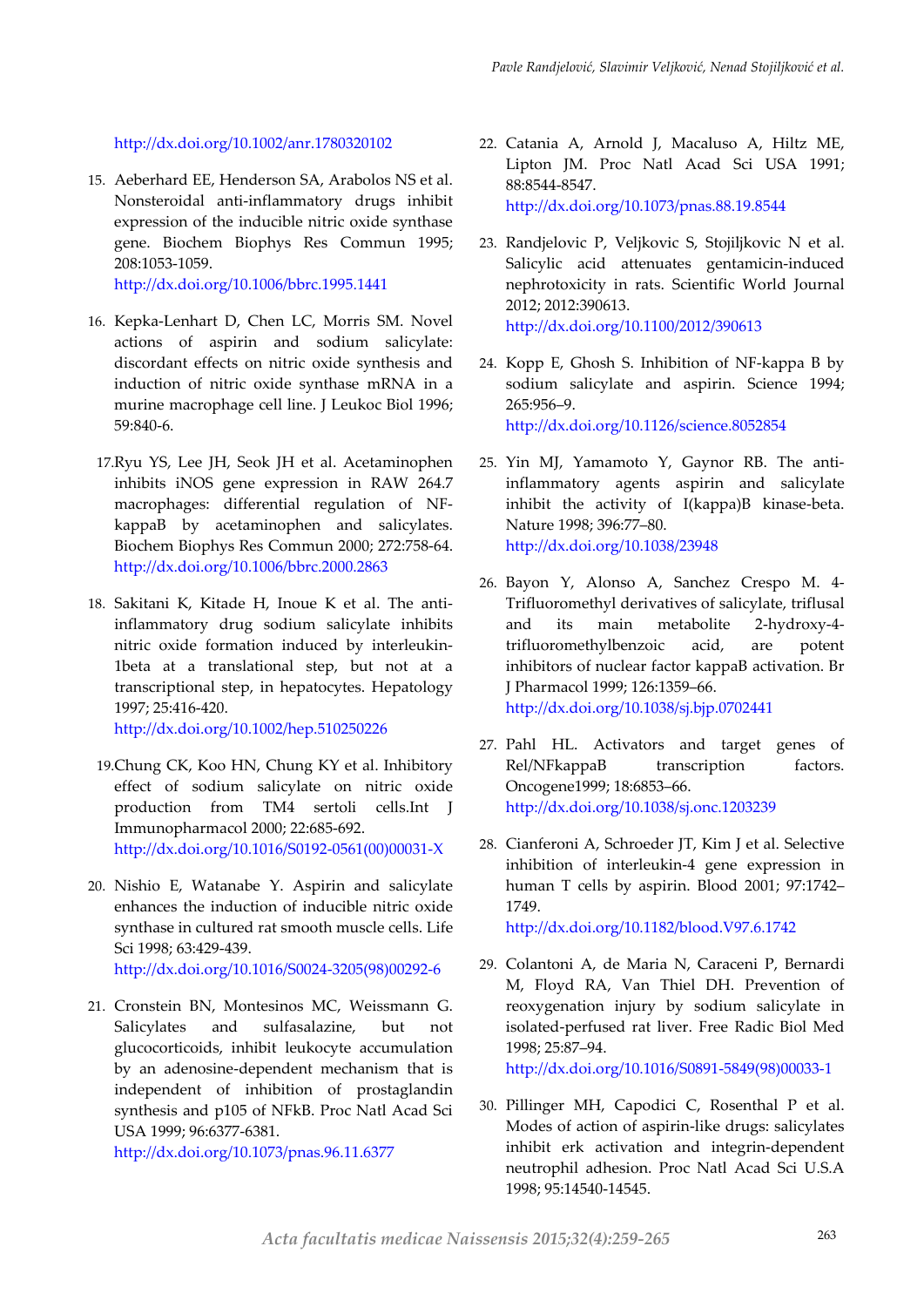http://dx.doi.org/10.1002/anr.1780320102

15. Aeberhard EE, Henderson SA, Arabolos NS et al. Nonsteroidal anti-inflammatory drugs inhibit expression of the inducible nitric oxide synthase gene. Biochem Biophys Res Commun 1995; 208:1053-1059.
http://dx.doi.org/10.1006/bbrc.1995.1441

16. Kepka-Lenhart D, Chen LC, Morris SM. Novel actions of aspirin and sodium salicylate: discordant effects on nitric oxide synthesis and induction of nitric oxide synthase mRNA in a murine macrophage cell line. J Leukoc Biol 1996; 59:840-6.

17. Ryu YS, Lee JH, Seok JH et al. Acetaminophen inhibits iNOS gene expression in RAW 264.7 macrophages: differential regulation of NF-kappaB by acetaminophen and salicylates. Biochem Biophys Res Commun 2000; 272:758-64.
http://dx.doi.org/10.1006/bbrc.2000.2863

18. Sakitani K, Kitade H, Inoue K et al. The anti-inflammatory drug sodium salicylate inhibits nitric oxide formation induced by interleukin-1beta at a translational step, but not at a transcriptional step, in hepatocytes. Hepatology 1997; 25:416-420.
http://dx.doi.org/10.1002/hep.510250226

19. Chung CK, Koo HN, Chung KY et al. Inhibitory effect of sodium salicylate on nitric oxide production from TM4 sertoli cells.Int J Immunopharmacol 2000; 22:685-692.
http://dx.doi.org/10.1016/S0192-0561(00)00031-X

20. Nishio E, Watanabe Y. Aspirin and salicylate enhances the induction of inducible nitric oxide synthase in cultured rat smooth muscle cells. Life Sci 1998; 63:429-439.
http://dx.doi.org/10.1016/S0024-3205(98)00292-6

21. Cronstein BN, Montesinos MC, Weissmann G. Salicylates and sulfasalazine, but not glucocorticoids, inhibit leukocyte accumulation by an adenosine-dependent mechanism that is independent of inhibition of prostaglandin synthesis and p105 of NFkB. Proc Natl Acad Sci USA 1999; 96:6377-6381.
http://dx.doi.org/10.1073/pnas.96.11.6377

22. Catania A, Arnold J, Macaluso A, Hiltz ME, Lipton JM. Proc Natl Acad Sci USA 1991; 88:8544-8547.
http://dx.doi.org/10.1073/pnas.88.19.8544

23. Randjelovic P, Veljkovic S, Stojiljkovic N et al. Salicylic acid attenuates gentamicin-induced nephrotoxicity in rats. Scientific World Journal 2012; 2012:390613.
http://dx.doi.org/10.1100/2012/390613

24. Kopp E, Ghosh S. Inhibition of NF-kappa B by sodium salicylate and aspirin. Science 1994; 265:956–9.
http://dx.doi.org/10.1126/science.8052854

25. Yin MJ, Yamamoto Y, Gaynor RB. The anti-inflammatory agents aspirin and salicylate inhibit the activity of I(kappa)B kinase-beta. Nature 1998; 396:77–80.
http://dx.doi.org/10.1038/23948

26. Bayon Y, Alonso A, Sanchez Crespo M. 4-Trifluoromethyl derivatives of salicylate, triflusal and its main metabolite 2-hydroxy-4-trifluoromethylbenzoic acid, are potent inhibitors of nuclear factor kappaB activation. Br J Pharmacol 1999; 126:1359–66.
http://dx.doi.org/10.1038/sj.bjp.0702441

27. Pahl HL. Activators and target genes of Rel/NFkappaB transcription factors. Oncogene1999; 18:6853–66.
http://dx.doi.org/10.1038/sj.onc.1203239

28. Cianferoni A, Schroeder JT, Kim J et al. Selective inhibition of interleukin-4 gene expression in human T cells by aspirin. Blood 2001; 97:1742–1749.
http://dx.doi.org/10.1182/blood.V97.6.1742

29. Colantoni A, de Maria N, Caraceni P, Bernardi M, Floyd RA, Van Thiel DH. Prevention of reoxygenation injury by sodium salicylate in isolated-perfused rat liver. Free Radic Biol Med 1998; 25:87–94.
http://dx.doi.org/10.1016/S0891-5849(98)00033-1

30. Pillinger MH, Capodici C, Rosenthal P et al. Modes of action of aspirin-like drugs: salicylates inhibit erk activation and integrin-dependent neutrophil adhesion. Proc Natl Acad Sci U.S.A 1998; 95:14540-14545.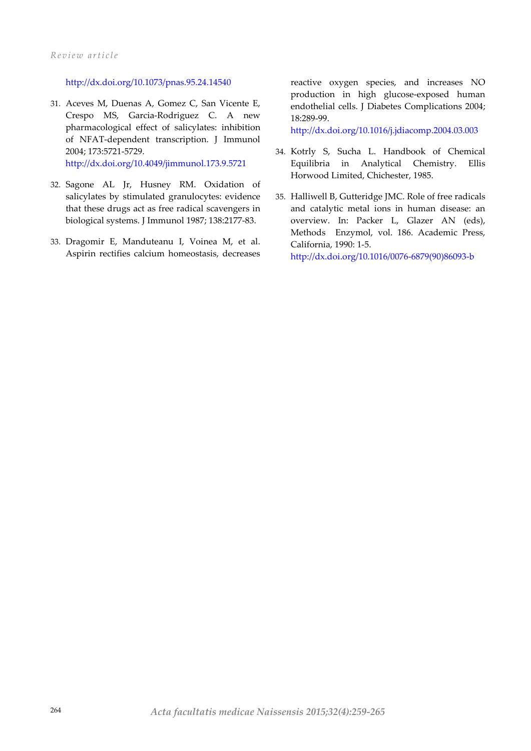http://dx.doi.org/10.1073/pnas.95.24.14540

31. Aceves M, Duenas A, Gomez C, San Vicente E, Crespo MS, Garcia-Rodriguez C. A new pharmacological effect of salicylates: inhibition of NFAT-dependent transcription. J Immunol 2004; 173:5721-5729.
http://dx.doi.org/10.4049/jimmunol.173.9.5721

32. Sagone AL Jr, Husney RM. Oxidation of salicylates by stimulated granulocytes: evidence that these drugs act as free radical scavengers in biological systems. J Immunol 1987; 138:2177-83.

33. Dragomir E, Manduteanu I, Voinea M, et al. Aspirin rectifies calcium homeostasis, decreases reactive oxygen species, and increases NO production in high glucose-exposed human endothelial cells. J Diabetes Complications 2004; 18:289-99.
http://dx.doi.org/10.1016/j.jdiacomp.2004.03.003

34. Kotrly S, Sucha L. Handbook of Chemical Equilibria in Analytical Chemistry. Ellis Horwood Limited, Chichester, 1985.

35. Halliwell B, Gutteridge JMC. Role of free radicals and catalytic metal ions in human disease: an overview. In: Packer L, Glazer AN (eds), Methods Enzymol, vol. 186. Academic Press, California, 1990: 1-5.
http://dx.doi.org/10.1016/0076-6879(90)86093-b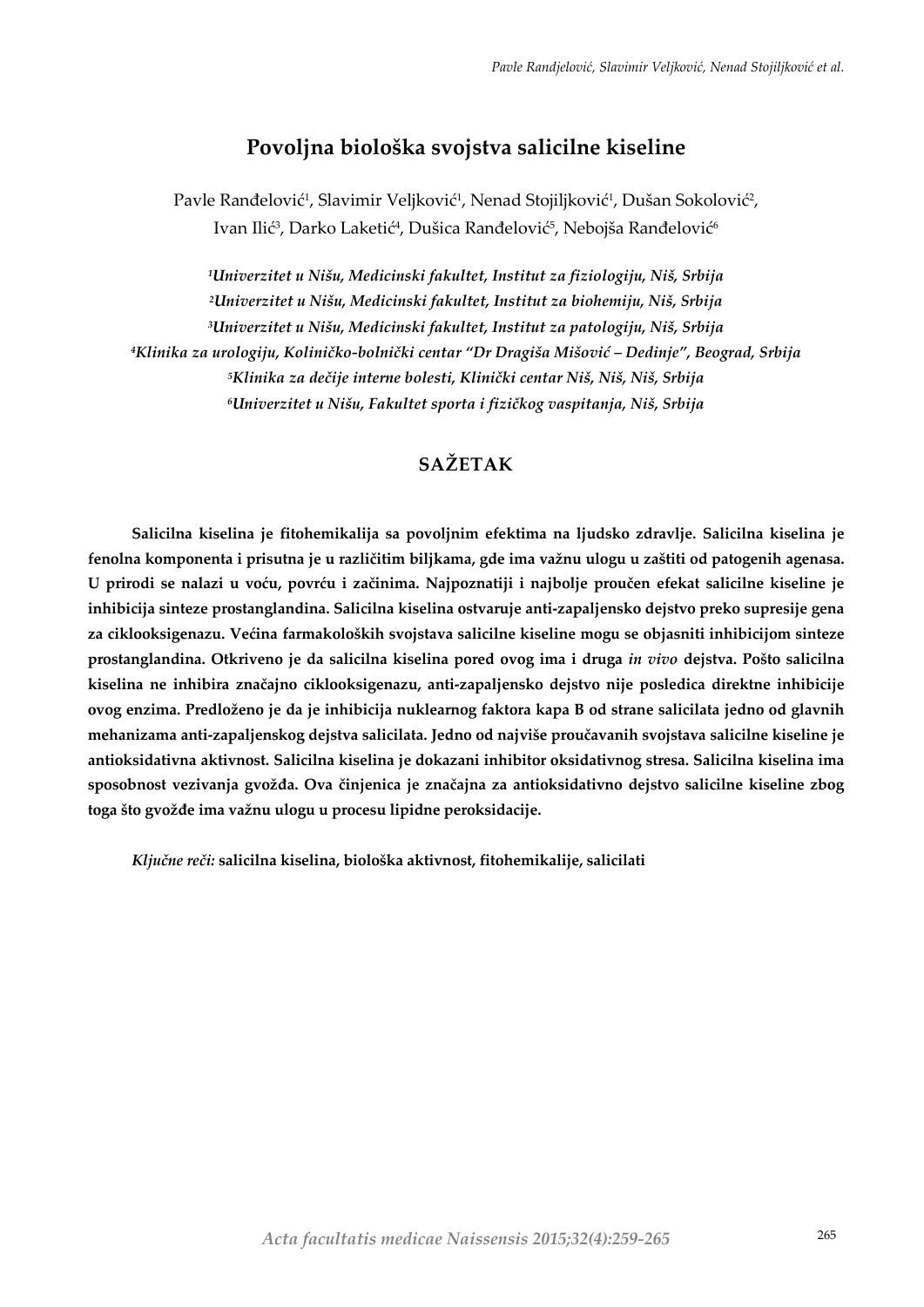# Povoljna biološka svojstva salicilne kiseline

Pavle Ranđelović[1], Slavimir Veljković[1], Nenad Stojiljković[1], Dušan Sokolović[2], Ivan Ilić[3], Darko Laketić[4], Dušica Ranđelović[5], Nebojša Ranđelović[6]

*[1]Univerzitet u Nišu, Medicinski fakultet, Institut za fiziologiju, Niš, Srbija*
*[2]Univerzitet u Nišu, Medicinski fakultet, Institut za biohemiju, Niš, Srbija*
*[3]Univerzitet u Nišu, Medicinski fakultet, Institut za patologiju, Niš, Srbija*
*[4]Klinika za urologiju, Kliničko-bolnički centar "Dr Dragiša Mišović – Dedinje", Beograd, Srbija*
*[5]Klinika za dečije interne bolesti, Klinički centar Niš, Niš, Niš, Srbija*
*[6]Univerzitet u Nišu, Fakultet sporta i fizičkog vaspitanja, Niš, Srbija*

## SAŽETAK

**Salicilna kiselina je fitohemikalija sa povoljnim efektima na ljudsko zdravlje. Salicilna kiselina je fenolna komponenta i prisutna je u različitim biljkama, gde ima važnu ulogu u zaštiti od patogenih agenasa. U prirodi se nalazi u voću, povrću i začinima. Najpoznatiji i najbolje proučen efekat salicilne kiseline je inhibicija sinteze prostanglandina. Salicilna kiselina ostvaruje anti-zapaljensko dejstvo preko supresije gena za ciklooksigenazu. Većina farmakoloških svojstava salicilne kiseline mogu se objasniti inhibicijom sinteze prostanglandina. Otkriveno je da salicilna kiselina pored ovog ima i druga *in vivo* dejstva. Pošto salicilna kiselina ne inhibira značajno ciklooksigenazu, anti-zapaljensko dejstvo nije posledica direktne inhibicije ovog enzima. Predloženo je da je inhibicija nuklearnog faktora kapa B od strane salicilata jedno od glavnih mehanizama anti-zapaljenskog dejstva salicilata. Jedno od najviše proučavanih svojstava salicilne kiseline je antioksidativna aktivnost. Salicilna kiselina je dokazani inhibitor oksidativnog stresa. Salicilna kiselina ima sposobnost vezivanja gvožđa. Ova činjenica je značajna za antioksidativno dejstvo salicilne kiseline zbog toga što gvožđe ima važnu ulogu u procesu lipidne peroksidacije.**

*Ključne reči:* **salicilna kiselina, biološka aktivnost, fitohemikalije, salicilati**